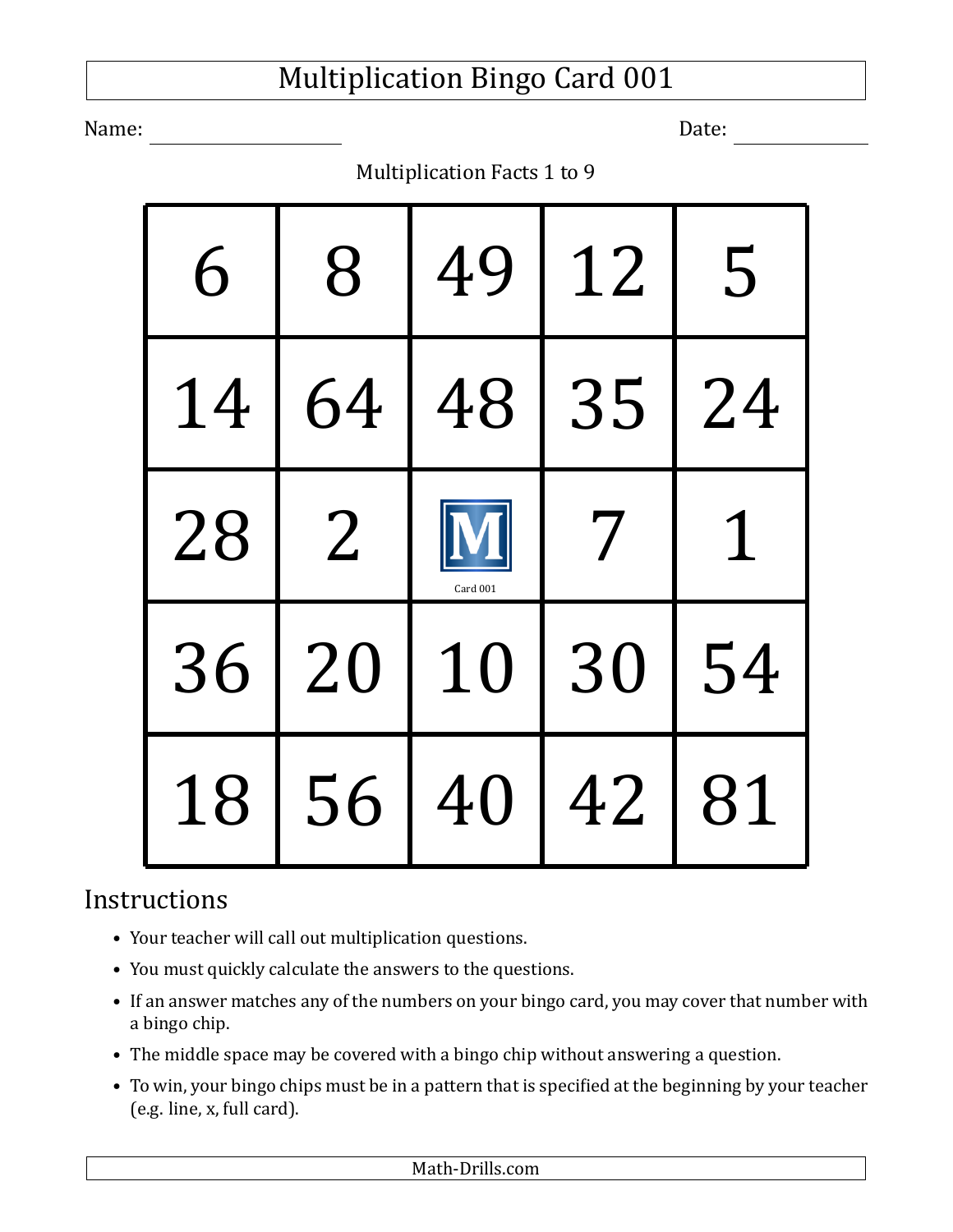# Multiplication Bingo Card 001

Name: ____________________ Date: ____________

Multiplication Facts 1 to 9

| | | | | |
|---|---|---|---|---|
| 6 | 8 | 49 | 12 | 5 |
| 14 | 64 | 48 | 35 | 24 |
| 28 | 2 | M Card 001 | 7 | 1 |
| 36 | 20 | 10 | 30 | 54 |
| 18 | 56 | 40 | 42 | 81 |

## Instructions

- Your teacher will call out multiplication questions.
- You must quickly calculate the answers to the questions.
- If an answer matches any of the numbers on your bingo card, you may cover that number with a bingo chip.
- The middle space may be covered with a bingo chip without answering a question.
- To win, your bingo chips must be in a pattern that is specified at the beginning by your teacher (e.g. line, x, full card).

Math-Drills.com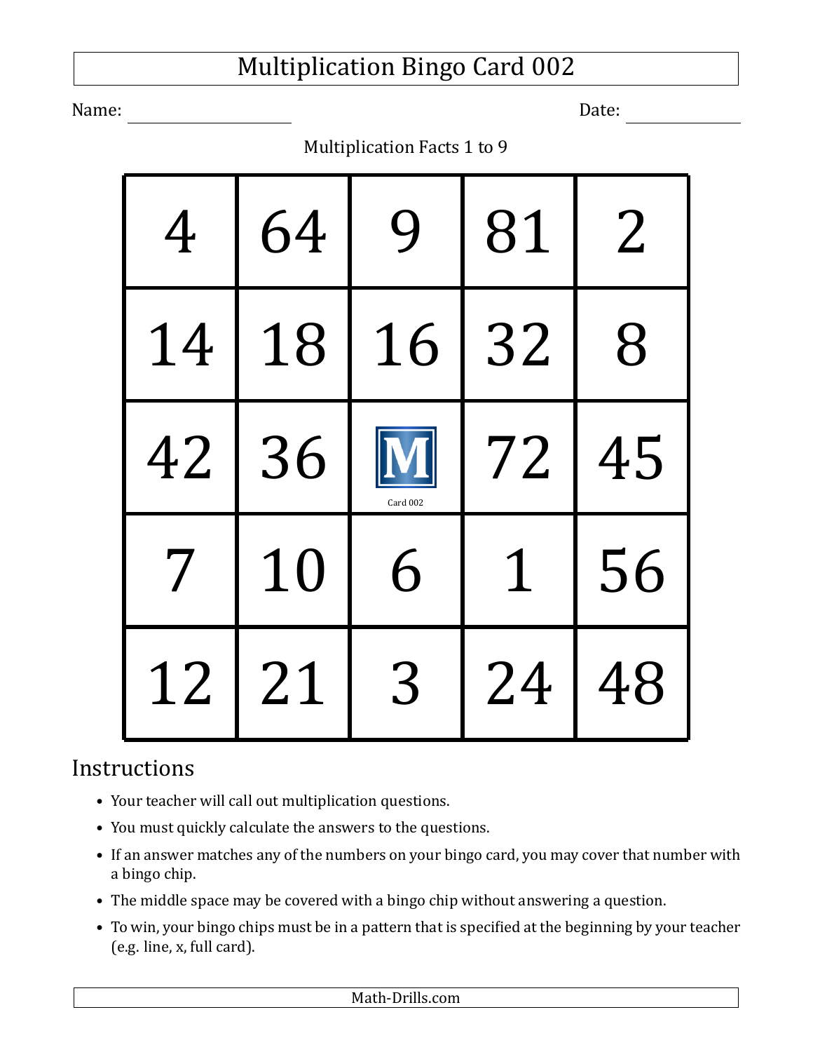# Multiplication Bingo Card 002

Name: ____________________ Date: ____________

Multiplication Facts 1 to 9

| | | | | |
|---|---|---|---|---|
| 4 | 64 | 9 | 81 | 2 |
| 14 | 18 | 16 | 32 | 8 |
| 42 | 36 | M Card 002 | 72 | 45 |
| 7 | 10 | 6 | 1 | 56 |
| 12 | 21 | 3 | 24 | 48 |

## Instructions

- Your teacher will call out multiplication questions.
- You must quickly calculate the answers to the questions.
- If an answer matches any of the numbers on your bingo card, you may cover that number with a bingo chip.
- The middle space may be covered with a bingo chip without answering a question.
- To win, your bingo chips must be in a pattern that is specified at the beginning by your teacher (e.g. line, x, full card).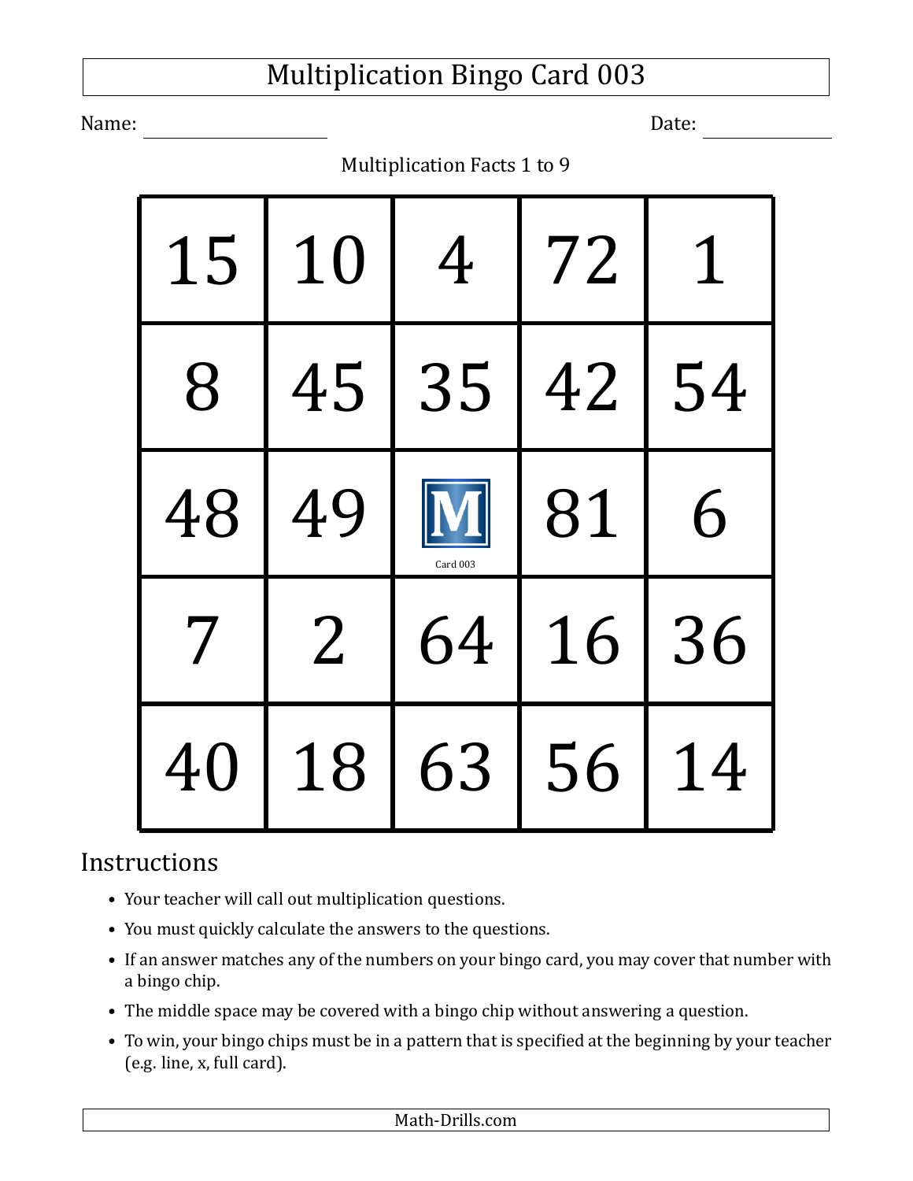# Multiplication Bingo Card 003

Name: ____________________ Date: ____________

Multiplication Facts 1 to 9

| | | | | |
|---|---|---|---|---|
| 15 | 10 | 4 | 72 | 1 |
| 8 | 45 | 35 | 42 | 54 |
| 48 | 49 | M Card 003 | 81 | 6 |
| 7 | 2 | 64 | 16 | 36 |
| 40 | 18 | 63 | 56 | 14 |

## Instructions

- Your teacher will call out multiplication questions.
- You must quickly calculate the answers to the questions.
- If an answer matches any of the numbers on your bingo card, you may cover that number with a bingo chip.
- The middle space may be covered with a bingo chip without answering a question.
- To win, your bingo chips must be in a pattern that is specified at the beginning by your teacher (e.g. line, x, full card).

Math-Drills.com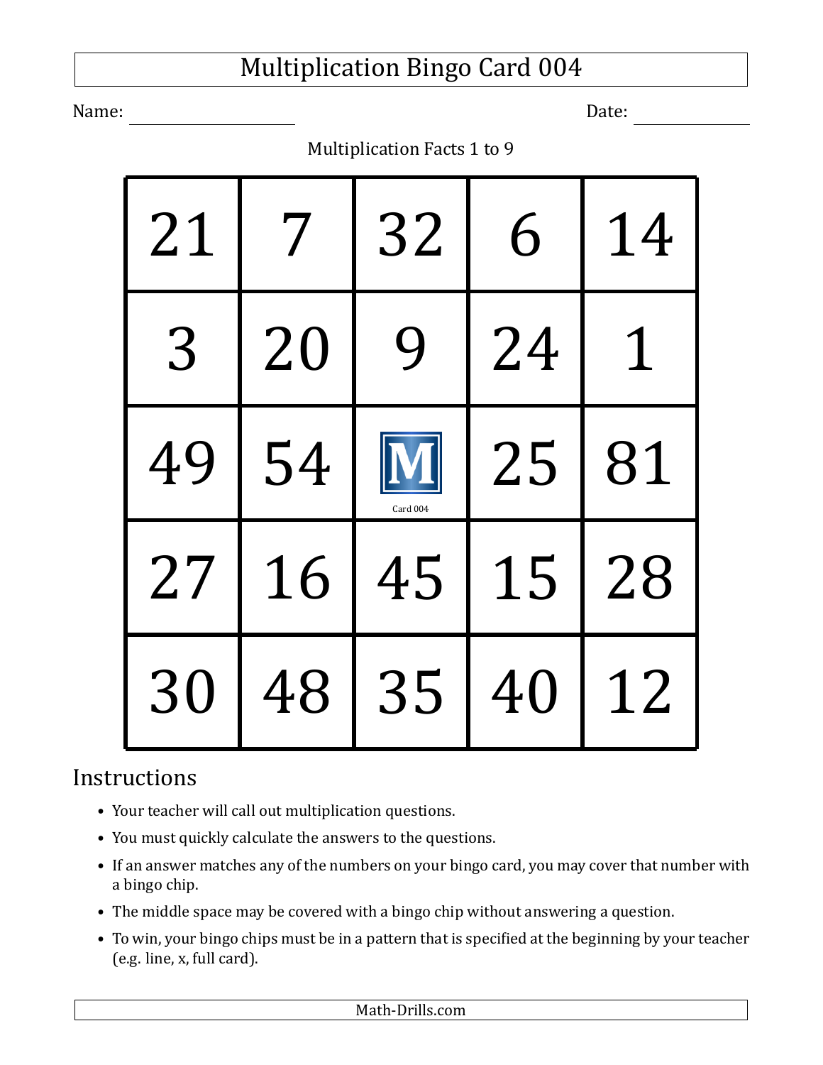# Multiplication Bingo Card 004

Name: ____________________ Date: ____________

Multiplication Facts 1 to 9

| | | | | |
|---|---|---|---|---|
| 21 | 7 | 32 | 6 | 14 |
| 3 | 20 | 9 | 24 | 1 |
| 49 | 54 | M Card 004 | 25 | 81 |
| 27 | 16 | 45 | 15 | 28 |
| 30 | 48 | 35 | 40 | 12 |

## Instructions

- Your teacher will call out multiplication questions.
- You must quickly calculate the answers to the questions.
- If an answer matches any of the numbers on your bingo card, you may cover that number with a bingo chip.
- The middle space may be covered with a bingo chip without answering a question.
- To win, your bingo chips must be in a pattern that is specified at the beginning by your teacher (e.g. line, x, full card).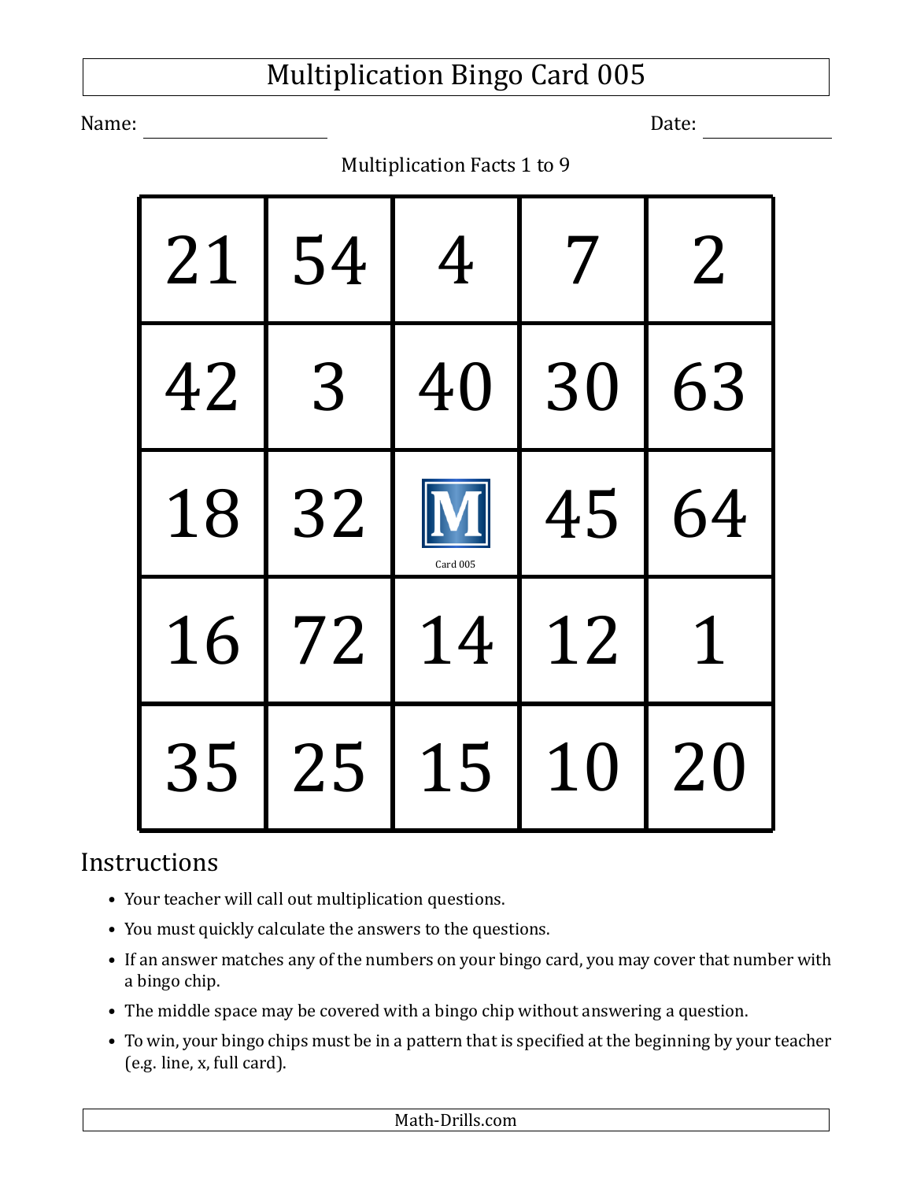# Multiplication Bingo Card 005

Name: ____________________ Date: ____________

Multiplication Facts 1 to 9

| | | | | |
|---|---|---|---|---|
| 21 | 54 | 4 | 7 | 2 |
| 42 | 3 | 40 | 30 | 63 |
| 18 | 32 | M Card 005 | 45 | 64 |
| 16 | 72 | 14 | 12 | 1 |
| 35 | 25 | 15 | 10 | 20 |

## Instructions

- Your teacher will call out multiplication questions.
- You must quickly calculate the answers to the questions.
- If an answer matches any of the numbers on your bingo card, you may cover that number with a bingo chip.
- The middle space may be covered with a bingo chip without answering a question.
- To win, your bingo chips must be in a pattern that is specified at the beginning by your teacher (e.g. line, x, full card).

Math-Drills.com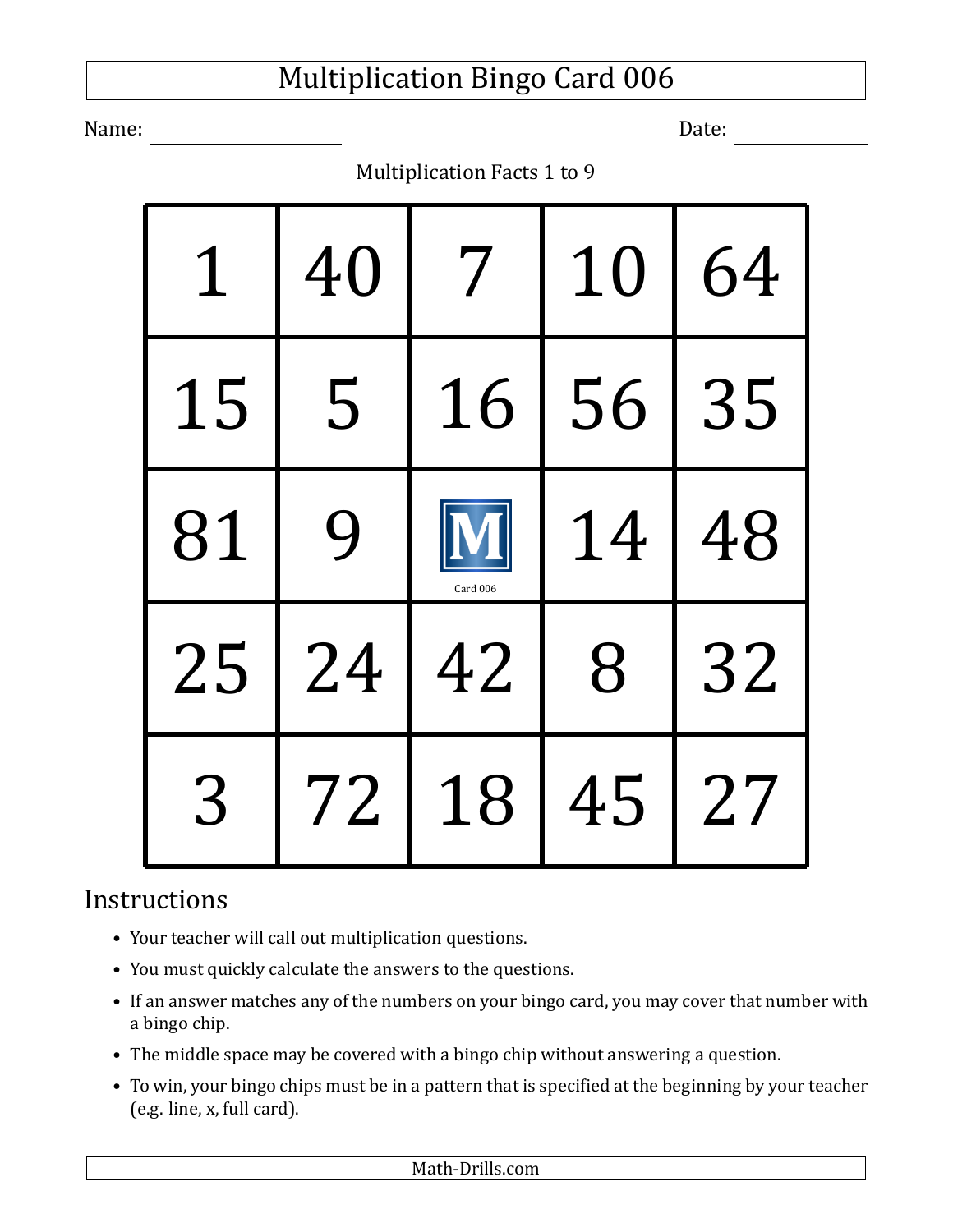# Multiplication Bingo Card 006

Name: ____________________ Date: ____________

Multiplication Facts 1 to 9

| | | | | |
|---|---|---|---|---|
| 1 | 40 | 7 | 10 | 64 |
| 15 | 5 | 16 | 56 | 35 |
| 81 | 9 | M Card 006 | 14 | 48 |
| 25 | 24 | 42 | 8 | 32 |
| 3 | 72 | 18 | 45 | 27 |

## Instructions

- Your teacher will call out multiplication questions.
- You must quickly calculate the answers to the questions.
- If an answer matches any of the numbers on your bingo card, you may cover that number with a bingo chip.
- The middle space may be covered with a bingo chip without answering a question.
- To win, your bingo chips must be in a pattern that is specified at the beginning by your teacher (e.g. line, x, full card).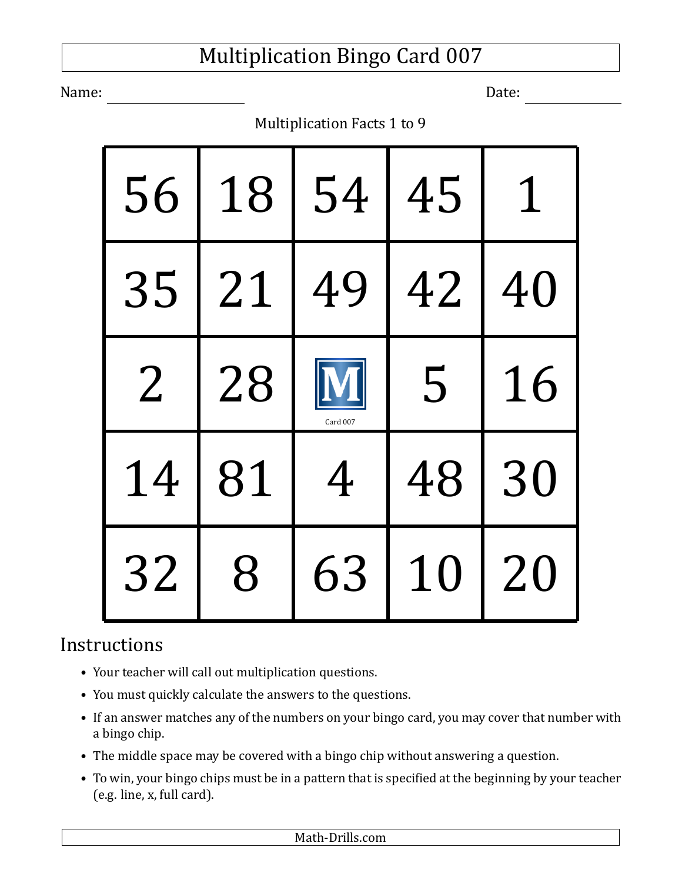# Multiplication Bingo Card 007

Name: ____________________ Date: ______________

Multiplication Facts 1 to 9

| | | | | |
|---|---|---|---|---|
| 56 | 18 | 54 | 45 | 1 |
| 35 | 21 | 49 | 42 | 40 |
| 2 | 28 | M Card 007 | 5 | 16 |
| 14 | 81 | 4 | 48 | 30 |
| 32 | 8 | 63 | 10 | 20 |

## Instructions

- Your teacher will call out multiplication questions.
- You must quickly calculate the answers to the questions.
- If an answer matches any of the numbers on your bingo card, you may cover that number with a bingo chip.
- The middle space may be covered with a bingo chip without answering a question.
- To win, your bingo chips must be in a pattern that is specified at the beginning by your teacher (e.g. line, x, full card).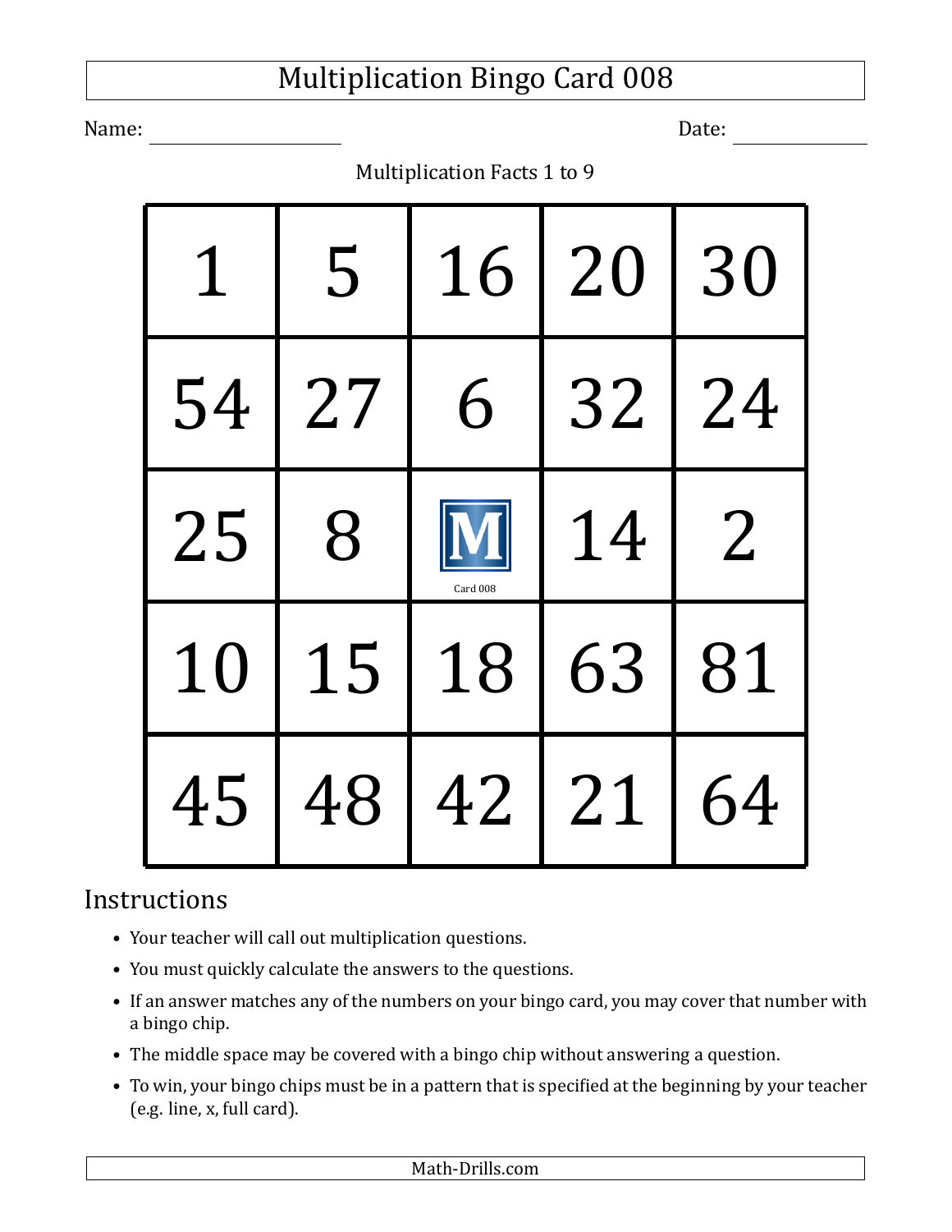# Multiplication Bingo Card 008

Name: ____________________ Date: ______________

Multiplication Facts 1 to 9

| | | | | |
|---|---|---|---|---|
| 1 | 5 | 16 | 20 | 30 |
| 54 | 27 | 6 | 32 | 24 |
| 25 | 8 | M Card 008 | 14 | 2 |
| 10 | 15 | 18 | 63 | 81 |
| 45 | 48 | 42 | 21 | 64 |

## Instructions

- Your teacher will call out multiplication questions.
- You must quickly calculate the answers to the questions.
- If an answer matches any of the numbers on your bingo card, you may cover that number with a bingo chip.
- The middle space may be covered with a bingo chip without answering a question.
- To win, your bingo chips must be in a pattern that is specified at the beginning by your teacher (e.g. line, x, full card).

Math-Drills.com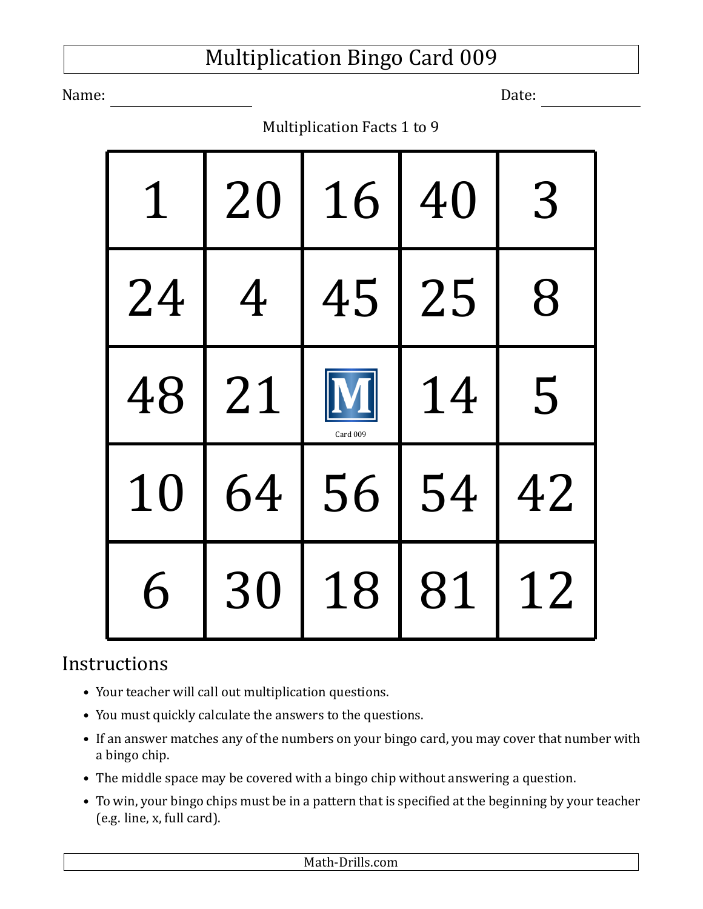# Multiplication Bingo Card 009

Name: ____________________ Date: ______________

Multiplication Facts 1 to 9

| | | | | |
|---|---|---|---|---|
| 1 | 20 | 16 | 40 | 3 |
| 24 | 4 | 45 | 25 | 8 |
| 48 | 21 | M Card 009 | 14 | 5 |
| 10 | 64 | 56 | 54 | 42 |
| 6 | 30 | 18 | 81 | 12 |

## Instructions

- Your teacher will call out multiplication questions.
- You must quickly calculate the answers to the questions.
- If an answer matches any of the numbers on your bingo card, you may cover that number with a bingo chip.
- The middle space may be covered with a bingo chip without answering a question.
- To win, your bingo chips must be in a pattern that is specified at the beginning by your teacher (e.g. line, x, full card).

Math-Drills.com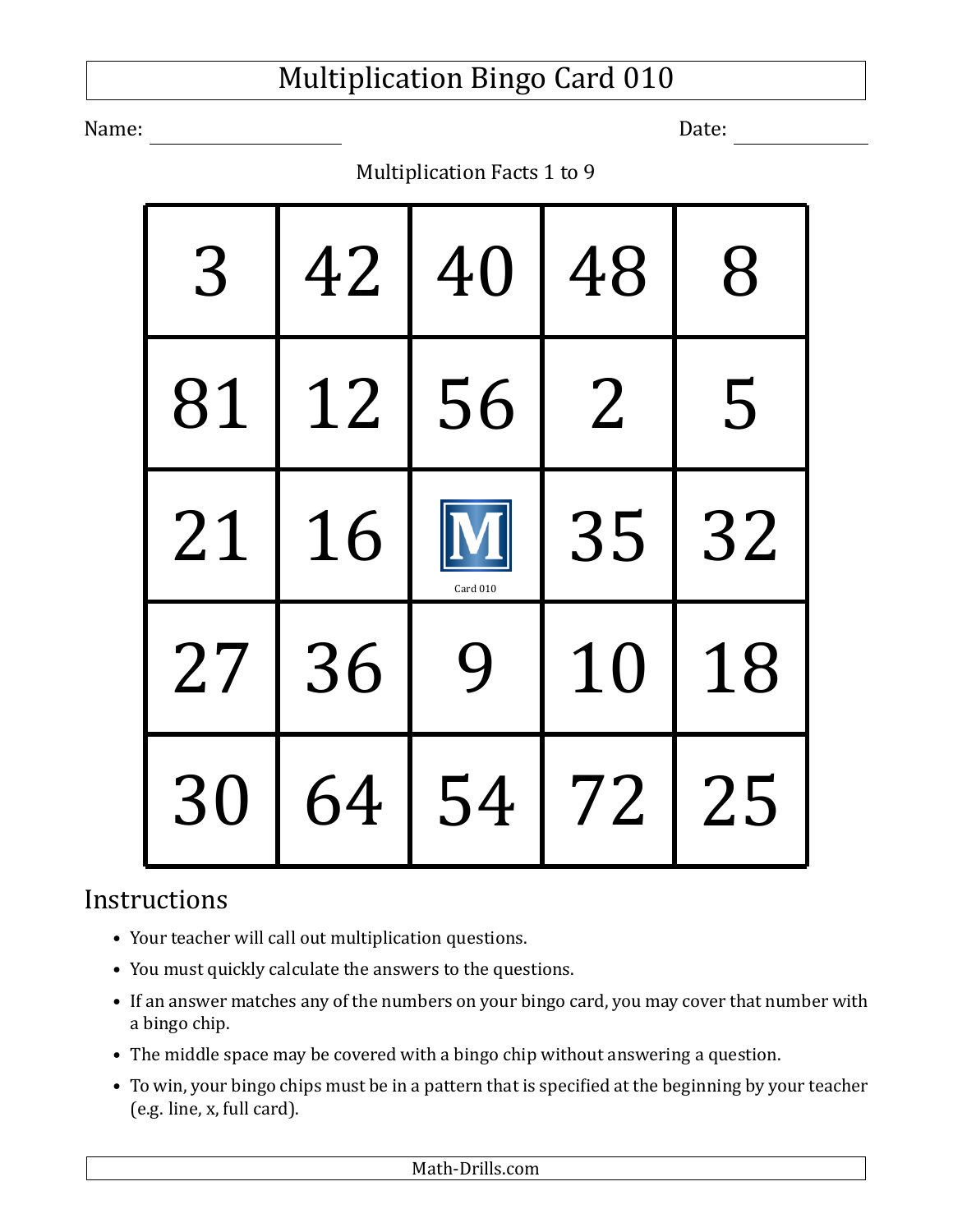# Multiplication Bingo Card 010

Name: ____________________ Date: ______________

Multiplication Facts 1 to 9

| | | | | |
|---|---|---|---|---|
| 3 | 42 | 40 | 48 | 8 |
| 81 | 12 | 56 | 2 | 5 |
| 21 | 16 | M Card 010 | 35 | 32 |
| 27 | 36 | 9 | 10 | 18 |
| 30 | 64 | 54 | 72 | 25 |

## Instructions

- Your teacher will call out multiplication questions.
- You must quickly calculate the answers to the questions.
- If an answer matches any of the numbers on your bingo card, you may cover that number with a bingo chip.
- The middle space may be covered with a bingo chip without answering a question.
- To win, your bingo chips must be in a pattern that is specified at the beginning by your teacher (e.g. line, x, full card).